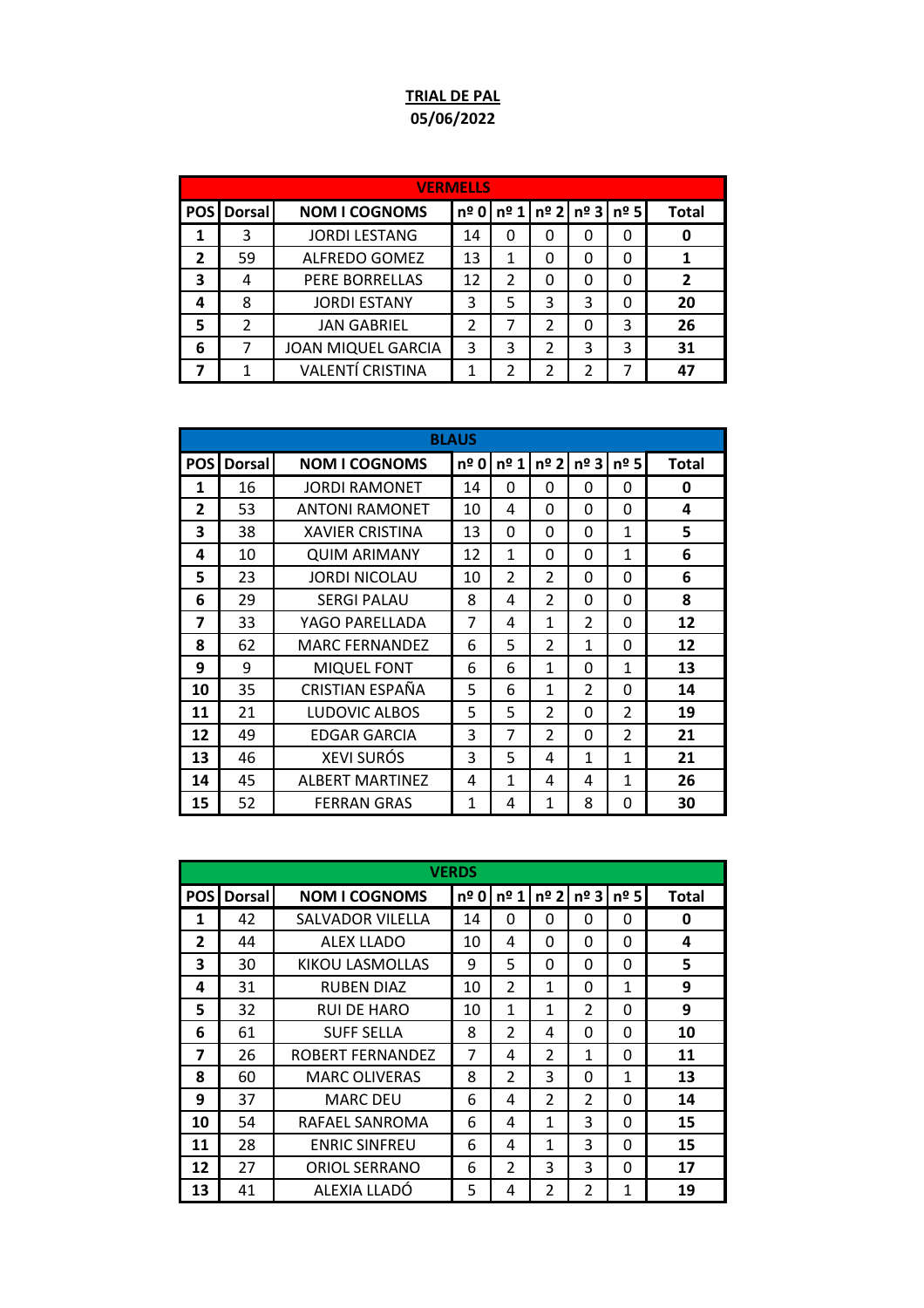**TRIAL DE PAL**
**05/06/2022**

| VERMELLS | | | | | | | | |
|---|---|---|---|---|---|---|---|---|
| **POS** | **Dorsal** | **NOM I COGNOMS** | **nº 0** | **nº 1** | **nº 2** | **nº 3** | **nº 5** | **Total** |
| **1** | 3 | JORDI LESTANG | 14 | 0 | 0 | 0 | 0 | **0** |
| **2** | 59 | ALFREDO GOMEZ | 13 | 1 | 0 | 0 | 0 | **1** |
| **3** | 4 | PERE BORRELLAS | 12 | 2 | 0 | 0 | 0 | **2** |
| **4** | 8 | JORDI ESTANY | 3 | 5 | 3 | 3 | 0 | **20** |
| **5** | 2 | JAN GABRIEL | 2 | 7 | 2 | 0 | 3 | **26** |
| **6** | 7 | JOAN MIQUEL GARCIA | 3 | 3 | 2 | 3 | 3 | **31** |
| **7** | 1 | VALENTÍ CRISTINA | 1 | 2 | 2 | 2 | 7 | **47** |

| BLAUS | | | | | | | | |
|---|---|---|---|---|---|---|---|---|
| **POS** | **Dorsal** | **NOM I COGNOMS** | **nº 0** | **nº 1** | **nº 2** | **nº 3** | **nº 5** | **Total** |
| **1** | 16 | JORDI RAMONET | 14 | 0 | 0 | 0 | 0 | **0** |
| **2** | 53 | ANTONI RAMONET | 10 | 4 | 0 | 0 | 0 | **4** |
| **3** | 38 | XAVIER CRISTINA | 13 | 0 | 0 | 0 | 1 | **5** |
| **4** | 10 | QUIM ARIMANY | 12 | 1 | 0 | 0 | 1 | **6** |
| **5** | 23 | JORDI NICOLAU | 10 | 2 | 2 | 0 | 0 | **6** |
| **6** | 29 | SERGI PALAU | 8 | 4 | 2 | 0 | 0 | **8** |
| **7** | 33 | YAGO PARELLADA | 7 | 4 | 1 | 2 | 0 | **12** |
| **8** | 62 | MARC FERNANDEZ | 6 | 5 | 2 | 1 | 0 | **12** |
| **9** | 9 | MIQUEL FONT | 6 | 6 | 1 | 0 | 1 | **13** |
| **10** | 35 | CRISTIAN ESPAÑA | 5 | 6 | 1 | 2 | 0 | **14** |
| **11** | 21 | LUDOVIC ALBOS | 5 | 5 | 2 | 0 | 2 | **19** |
| **12** | 49 | EDGAR GARCIA | 3 | 7 | 2 | 0 | 2 | **21** |
| **13** | 46 | XEVI SURÓS | 3 | 5 | 4 | 1 | 1 | **21** |
| **14** | 45 | ALBERT MARTINEZ | 4 | 1 | 4 | 4 | 1 | **26** |
| **15** | 52 | FERRAN GRAS | 1 | 4 | 1 | 8 | 0 | **30** |

| VERDS | | | | | | | | |
|---|---|---|---|---|---|---|---|---|
| **POS** | **Dorsal** | **NOM I COGNOMS** | **nº 0** | **nº 1** | **nº 2** | **nº 3** | **nº 5** | **Total** |
| **1** | 42 | SALVADOR VILELLA | 14 | 0 | 0 | 0 | 0 | **0** |
| **2** | 44 | ALEX LLADO | 10 | 4 | 0 | 0 | 0 | **4** |
| **3** | 30 | KIKOU LASMOLLAS | 9 | 5 | 0 | 0 | 0 | **5** |
| **4** | 31 | RUBEN DIAZ | 10 | 2 | 1 | 0 | 1 | **9** |
| **5** | 32 | RUI DE HARO | 10 | 1 | 1 | 2 | 0 | **9** |
| **6** | 61 | SUFF SELLA | 8 | 2 | 4 | 0 | 0 | **10** |
| **7** | 26 | ROBERT FERNANDEZ | 7 | 4 | 2 | 1 | 0 | **11** |
| **8** | 60 | MARC OLIVERAS | 8 | 2 | 3 | 0 | 1 | **13** |
| **9** | 37 | MARC DEU | 6 | 4 | 2 | 2 | 0 | **14** |
| **10** | 54 | RAFAEL SANROMA | 6 | 4 | 1 | 3 | 0 | **15** |
| **11** | 28 | ENRIC SINFREU | 6 | 4 | 1 | 3 | 0 | **15** |
| **12** | 27 | ORIOL SERRANO | 6 | 2 | 3 | 3 | 0 | **17** |
| **13** | 41 | ALEXIA LLADÓ | 5 | 4 | 2 | 2 | 1 | **19** |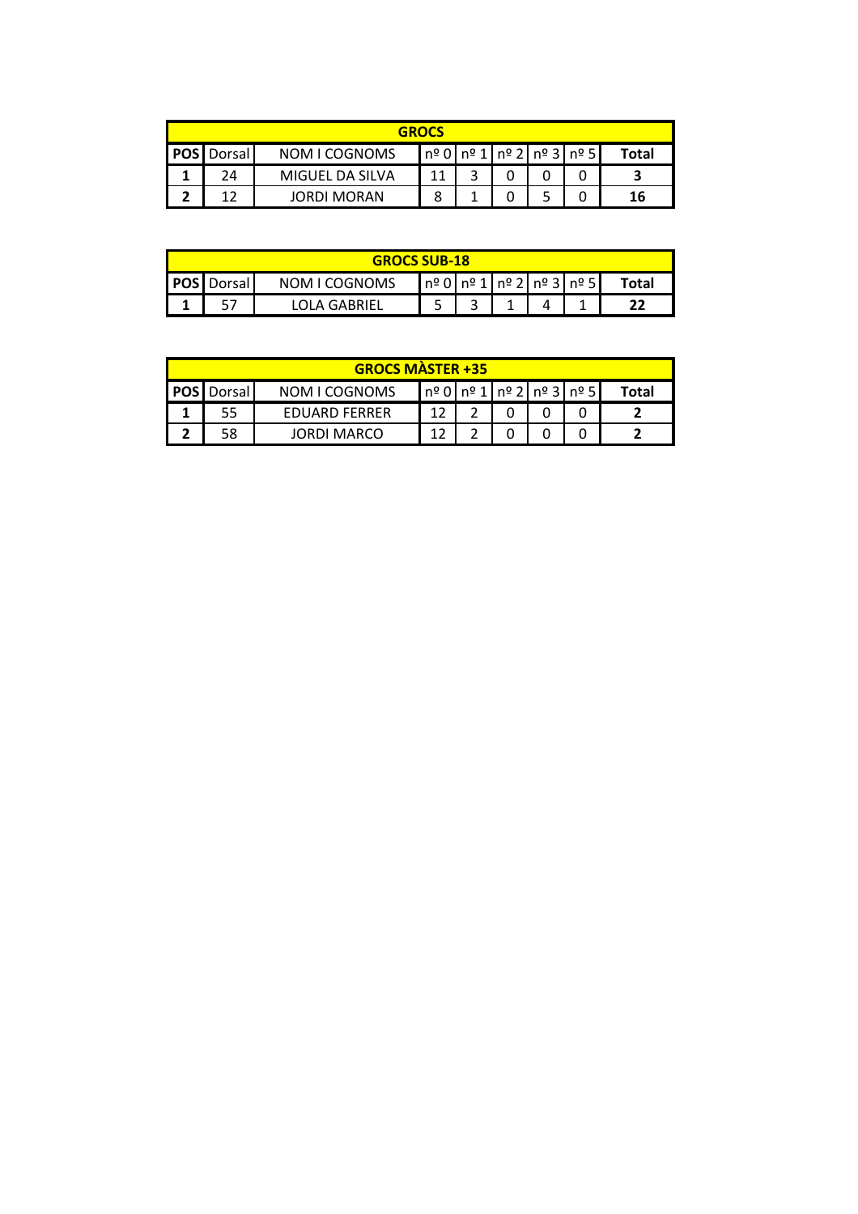## GROCS

| POS | Dorsal | NOM I COGNOMS | nº 0 | nº 1 | nº 2 | nº 3 | nº 5 | Total |
|---|---|---|---|---|---|---|---|---|
| **1** | 24 | MIGUEL DA SILVA | 11 | 3 | 0 | 0 | 0 | **3** |
| **2** | 12 | JORDI MORAN | 8 | 1 | 0 | 5 | 0 | **16** |

## GROCS SUB-18

| POS | Dorsal | NOM I COGNOMS | nº 0 | nº 1 | nº 2 | nº 3 | nº 5 | Total |
|---|---|---|---|---|---|---|---|---|
| **1** | 57 | LOLA GABRIEL | 5 | 3 | 1 | 4 | 1 | **22** |

## GROCS MÀSTER +35

| POS | Dorsal | NOM I COGNOMS | nº 0 | nº 1 | nº 2 | nº 3 | nº 5 | Total |
|---|---|---|---|---|---|---|---|---|
| **1** | 55 | EDUARD FERRER | 12 | 2 | 0 | 0 | 0 | **2** |
| **2** | 58 | JORDI MARCO | 12 | 2 | 0 | 0 | 0 | **2** |